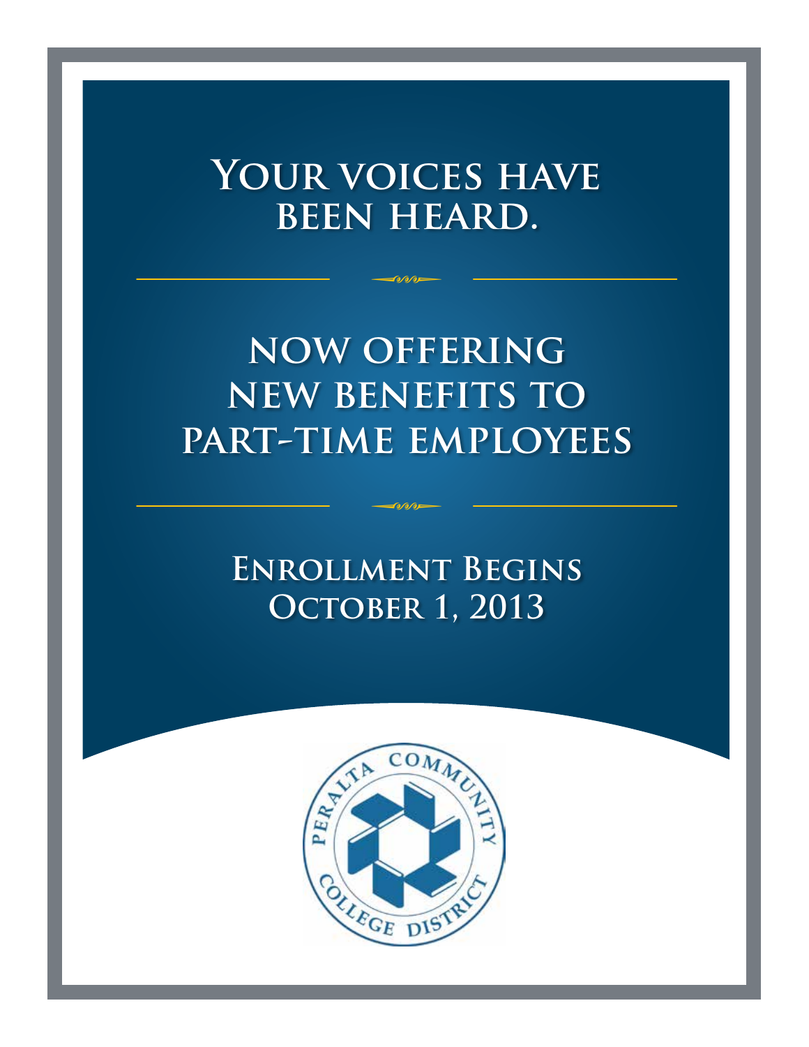# Your voices have been heard.

## now offering new benefits to part-time employees

### Enrollment Begins October 1, 2013

PERALTA COMMUNITY COLLEGE DISTRICT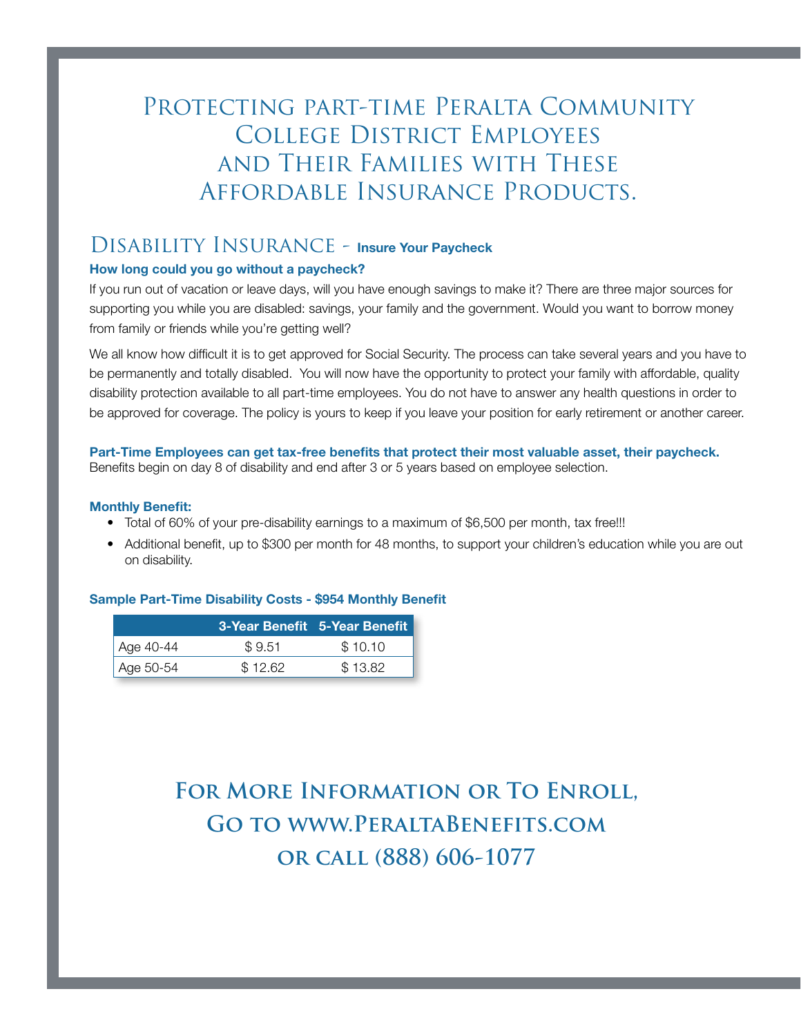# Protecting part-time Peralta Community College District Employees and Their Families with These Affordable Insurance Products.

## Disability Insurance - **Insure Your Paycheck**

**How long could you go without a paycheck?**

If you run out of vacation or leave days, will you have enough savings to make it? There are three major sources for supporting you while you are disabled: savings, your family and the government. Would you want to borrow money from family or friends while you're getting well?

We all know how difficult it is to get approved for Social Security. The process can take several years and you have to be permanently and totally disabled. You will now have the opportunity to protect your family with affordable, quality disability protection available to all part-time employees. You do not have to answer any health questions in order to be approved for coverage. The policy is yours to keep if you leave your position for early retirement or another career.

**Part-Time Employees can get tax-free benefits that protect their most valuable asset, their paycheck.**
Benefits begin on day 8 of disability and end after 3 or 5 years based on employee selection.

**Monthly Benefit:**

- Total of 60% of your pre-disability earnings to a maximum of $6,500 per month, tax free!!!
- Additional benefit, up to $300 per month for 48 months, to support your children's education while you are out on disability.

**Sample Part-Time Disability Costs - $954 Monthly Benefit**

| | 3-Year Benefit | 5-Year Benefit |
|---|---|---|
| Age 40-44 | $ 9.51 | $ 10.10 |
| Age 50-54 | $ 12.62 | $ 13.82 |

## For More Information or To Enroll, Go to www.PeraltaBenefits.com or call (888) 606-1077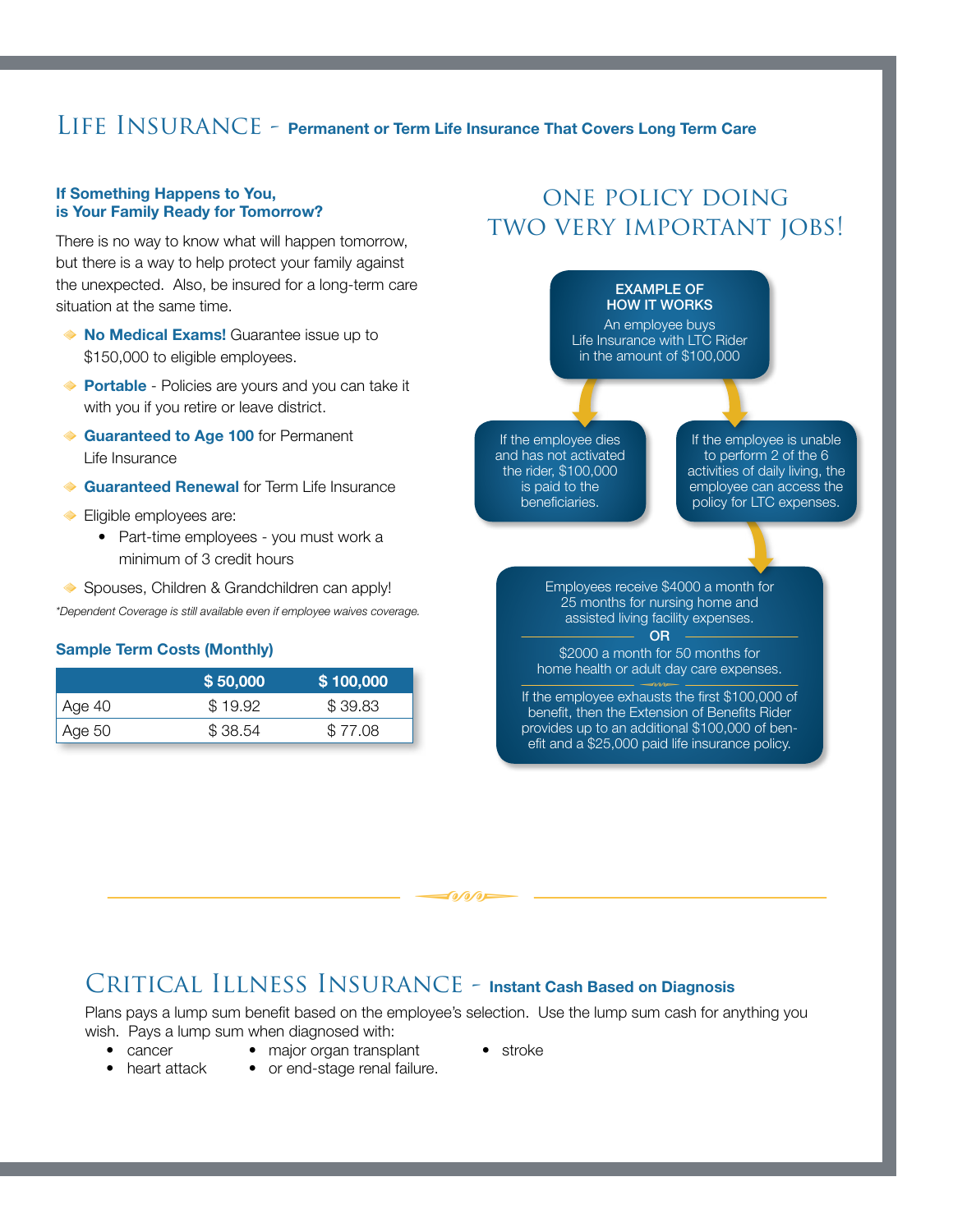# Life Insurance - **Permanent or Term Life Insurance That Covers Long Term Care**

### If Something Happens to You, is Your Family Ready for Tomorrow?

There is no way to know what will happen tomorrow, but there is a way to help protect your family against the unexpected. Also, be insured for a long-term care situation at the same time.

- **No Medical Exams!** Guarantee issue up to $150,000 to eligible employees.
- **Portable** - Policies are yours and you can take it with you if you retire or leave district.
- **Guaranteed to Age 100** for Permanent Life Insurance
- **Guaranteed Renewal** for Term Life Insurance
- Eligible employees are:
  - Part-time employees - you must work a minimum of 3 credit hours
- Spouses, Children & Grandchildren can apply!

*\*Dependent Coverage is still available even if employee waives coverage.*

### Sample Term Costs (Monthly)

| | $ 50,000 | $ 100,000 |
|---|---|---|
| Age 40 | $ 19.92 | $ 39.83 |
| Age 50 | $ 38.54 | $ 77.08 |

## ONE POLICY DOING TWO VERY IMPORTANT JOBS!

**EXAMPLE OF HOW IT WORKS**

An employee buys Life Insurance with LTC Rider in the amount of $100,000

If the employee dies and has not activated the rider, $100,000 is paid to the beneficiaries.

If the employee is unable to perform 2 of the 6 activities of daily living, the employee can access the policy for LTC expenses.

Employees receive $4000 a month for 25 months for nursing home and assisted living facility expenses.

**OR**

$2000 a month for 50 months for home health or adult day care expenses.

If the employee exhausts the first $100,000 of benefit, then the Extension of Benefits Rider provides up to an additional $100,000 of benefit and a $25,000 paid life insurance policy.

# Critical Illness Insurance - **Instant Cash Based on Diagnosis**

Plans pays a lump sum benefit based on the employee's selection. Use the lump sum cash for anything you wish. Pays a lump sum when diagnosed with:

- cancer
- heart attack
- major organ transplant
- or end-stage renal failure.
- stroke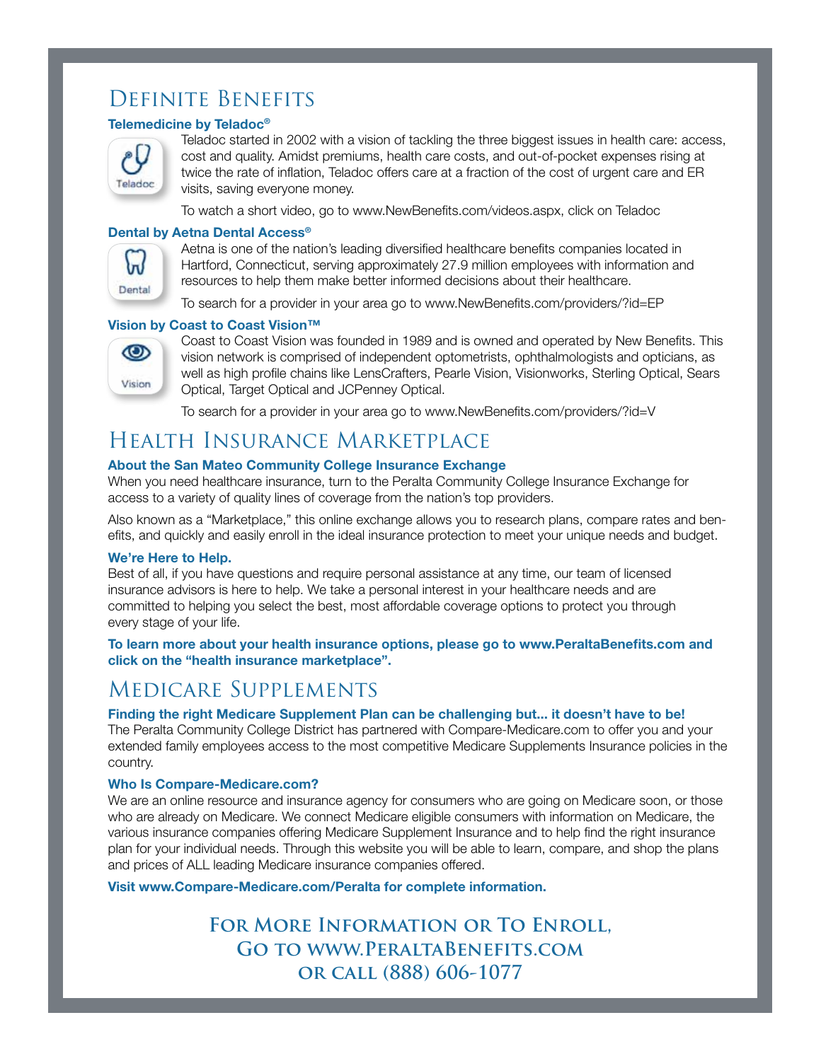# Definite Benefits

### Telemedicine by Teladoc®

Teladoc

Teladoc started in 2002 with a vision of tackling the three biggest issues in health care: access, cost and quality. Amidst premiums, health care costs, and out-of-pocket expenses rising at twice the rate of inflation, Teladoc offers care at a fraction of the cost of urgent care and ER visits, saving everyone money.

To watch a short video, go to www.NewBenefits.com/videos.aspx, click on Teladoc

### Dental by Aetna Dental Access®

Dental

Aetna is one of the nation's leading diversified healthcare benefits companies located in Hartford, Connecticut, serving approximately 27.9 million employees with information and resources to help them make better informed decisions about their healthcare.

To search for a provider in your area go to www.NewBenefits.com/providers/?id=EP

### Vision by Coast to Coast Vision™

Vision

Coast to Coast Vision was founded in 1989 and is owned and operated by New Benefits. This vision network is comprised of independent optometrists, ophthalmologists and opticians, as well as high profile chains like LensCrafters, Pearle Vision, Visionworks, Sterling Optical, Sears Optical, Target Optical and JCPenney Optical.

To search for a provider in your area go to www.NewBenefits.com/providers/?id=V

# Health Insurance Marketplace

### About the San Mateo Community College Insurance Exchange

When you need healthcare insurance, turn to the Peralta Community College Insurance Exchange for access to a variety of quality lines of coverage from the nation's top providers.

Also known as a "Marketplace," this online exchange allows you to research plans, compare rates and benefits, and quickly and easily enroll in the ideal insurance protection to meet your unique needs and budget.

### We're Here to Help.

Best of all, if you have questions and require personal assistance at any time, our team of licensed insurance advisors is here to help. We take a personal interest in your healthcare needs and are committed to helping you select the best, most affordable coverage options to protect you through every stage of your life.

**To learn more about your health insurance options, please go to www.PeraltaBenefits.com and click on the "health insurance marketplace".**

# Medicare Supplements

### Finding the right Medicare Supplement Plan can be challenging but... it doesn't have to be!

The Peralta Community College District has partnered with Compare-Medicare.com to offer you and your extended family employees access to the most competitive Medicare Supplements Insurance policies in the country.

### Who Is Compare-Medicare.com?

We are an online resource and insurance agency for consumers who are going on Medicare soon, or those who are already on Medicare. We connect Medicare eligible consumers with information on Medicare, the various insurance companies offering Medicare Supplement Insurance and to help find the right insurance plan for your individual needs. Through this website you will be able to learn, compare, and shop the plans and prices of ALL leading Medicare insurance companies offered.

**Visit www.Compare-Medicare.com/Peralta for complete information.**

## For More Information or To Enroll, Go to www.PeraltaBenefits.com or call (888) 606-1077